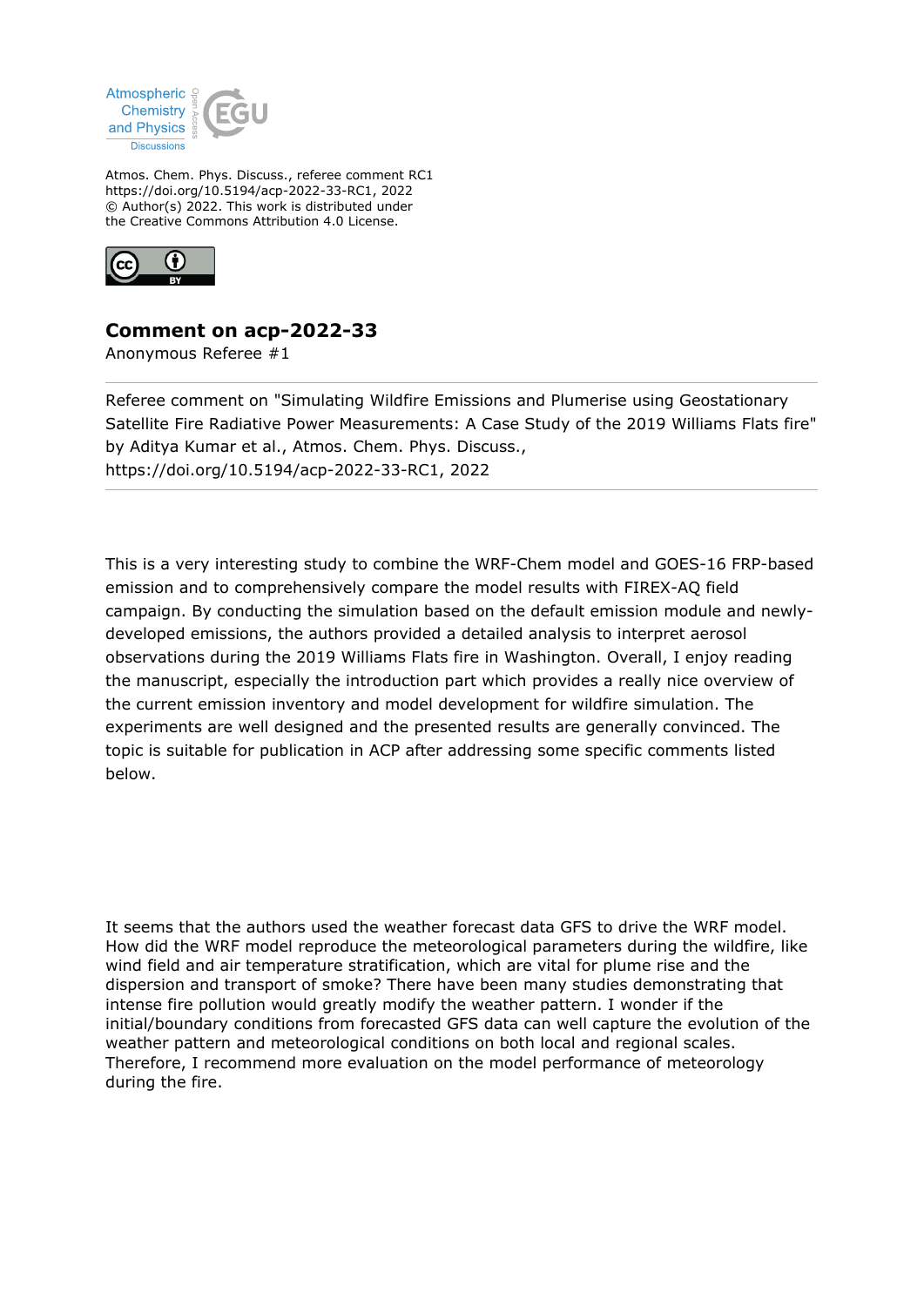Atmospheric Chemistry and Physics Discussions

Atmos. Chem. Phys. Discuss., referee comment RC1
https://doi.org/10.5194/acp-2022-33-RC1, 2022
© Author(s) 2022. This work is distributed under the Creative Commons Attribution 4.0 License.

# Comment on acp-2022-33

Anonymous Referee #1

Referee comment on "Simulating Wildfire Emissions and Plumerise using Geostationary Satellite Fire Radiative Power Measurements: A Case Study of the 2019 Williams Flats fire" by Aditya Kumar et al., Atmos. Chem. Phys. Discuss., https://doi.org/10.5194/acp-2022-33-RC1, 2022

---

This is a very interesting study to combine the WRF-Chem model and GOES-16 FRP-based emission and to comprehensively compare the model results with FIREX-AQ field campaign. By conducting the simulation based on the default emission module and newly-developed emissions, the authors provided a detailed analysis to interpret aerosol observations during the 2019 Williams Flats fire in Washington. Overall, I enjoy reading the manuscript, especially the introduction part which provides a really nice overview of the current emission inventory and model development for wildfire simulation. The experiments are well designed and the presented results are generally convinced. The topic is suitable for publication in ACP after addressing some specific comments listed below.

It seems that the authors used the weather forecast data GFS to drive the WRF model. How did the WRF model reproduce the meteorological parameters during the wildfire, like wind field and air temperature stratification, which are vital for plume rise and the dispersion and transport of smoke? There have been many studies demonstrating that intense fire pollution would greatly modify the weather pattern. I wonder if the initial/boundary conditions from forecasted GFS data can well capture the evolution of the weather pattern and meteorological conditions on both local and regional scales. Therefore, I recommend more evaluation on the model performance of meteorology during the fire.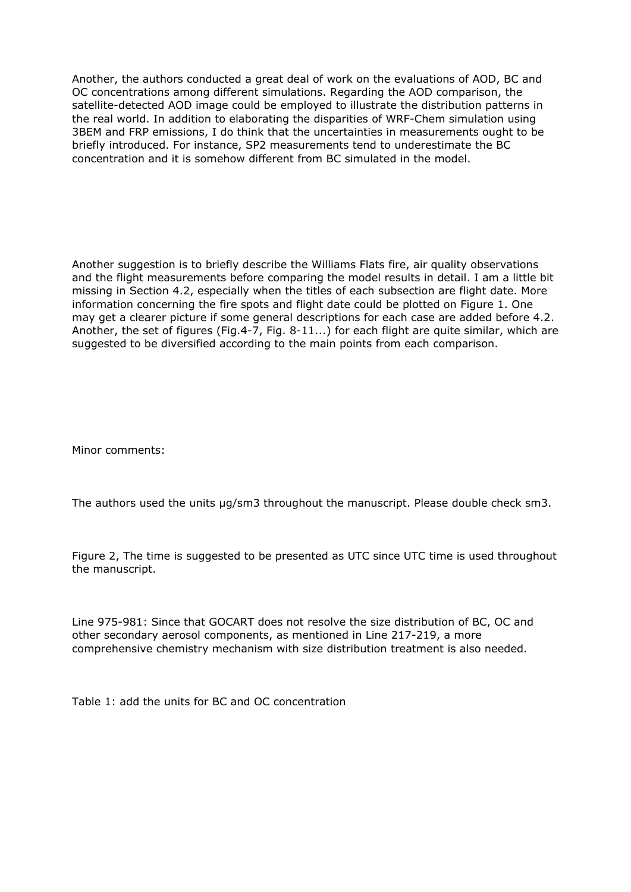Another, the authors conducted a great deal of work on the evaluations of AOD, BC and OC concentrations among different simulations. Regarding the AOD comparison, the satellite-detected AOD image could be employed to illustrate the distribution patterns in the real world. In addition to elaborating the disparities of WRF-Chem simulation using 3BEM and FRP emissions, I do think that the uncertainties in measurements ought to be briefly introduced. For instance, SP2 measurements tend to underestimate the BC concentration and it is somehow different from BC simulated in the model.

Another suggestion is to briefly describe the Williams Flats fire, air quality observations and the flight measurements before comparing the model results in detail. I am a little bit missing in Section 4.2, especially when the titles of each subsection are flight date. More information concerning the fire spots and flight date could be plotted on Figure 1. One may get a clearer picture if some general descriptions for each case are added before 4.2. Another, the set of figures (Fig.4-7, Fig. 8-11...) for each flight are quite similar, which are suggested to be diversified according to the main points from each comparison.

Minor comments:

The authors used the units μg/sm3 throughout the manuscript. Please double check sm3.

Figure 2, The time is suggested to be presented as UTC since UTC time is used throughout the manuscript.

Line 975-981: Since that GOCART does not resolve the size distribution of BC, OC and other secondary aerosol components, as mentioned in Line 217-219, a more comprehensive chemistry mechanism with size distribution treatment is also needed.

Table 1: add the units for BC and OC concentration